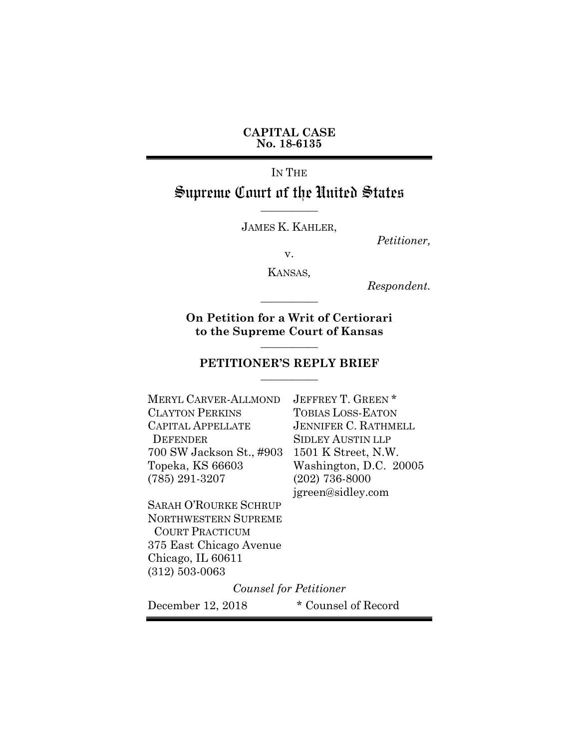**CAPITAL CASE**
**No. 18-6135**

IN THE

# Supreme Court of the United States

\_\_\_\_\_\_\_\_\_\_\_

JAMES K. KAHLER,

*Petitioner,*

v.

KANSAS,

*Respondent.*

\_\_\_\_\_\_\_\_\_\_\_

**On Petition for a Writ of Certiorari to the Supreme Court of Kansas**

\_\_\_\_\_\_\_\_\_\_\_

**PETITIONER'S REPLY BRIEF**

\_\_\_\_\_\_\_\_\_\_\_

MERYL CARVER-ALLMOND
CLAYTON PERKINS
CAPITAL APPELLATE DEFENDER
700 SW Jackson St., #903
Topeka, KS 66603
(785) 291-3207

SARAH O'ROURKE SCHRUP
NORTHWESTERN SUPREME COURT PRACTICUM
375 East Chicago Avenue
Chicago, IL 60611
(312) 503-0063

JEFFREY T. GREEN \*
TOBIAS LOSS-EATON
JENNIFER C. RATHMELL
SIDLEY AUSTIN LLP
1501 K Street, N.W.
Washington, D.C. 20005
(202) 736-8000
jgreen@sidley.com

*Counsel for Petitioner*

December 12, 2018

\* Counsel of Record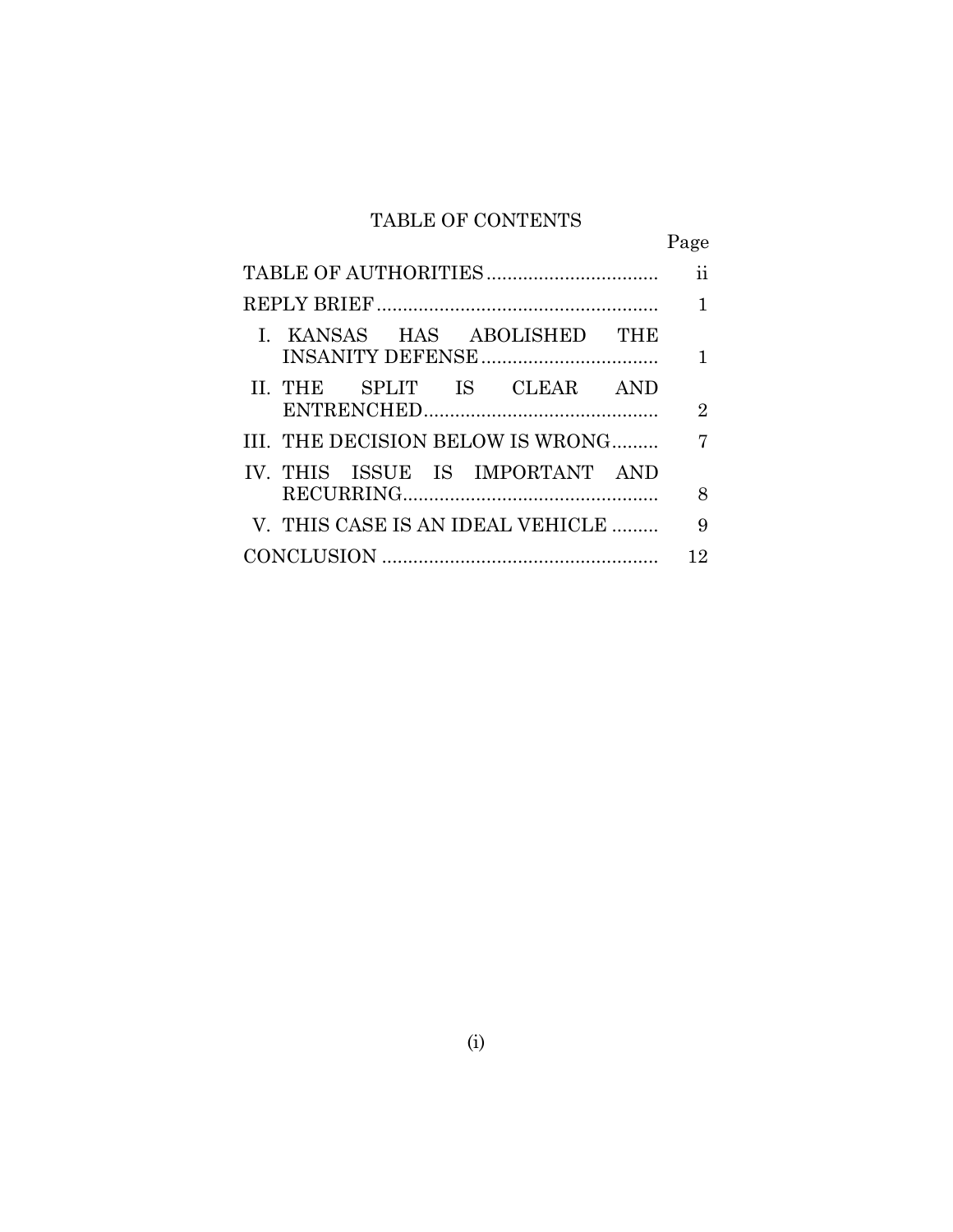## TABLE OF CONTENTS

| | Page |
|---|---|
| TABLE OF AUTHORITIES | ii |
| REPLY BRIEF | 1 |
| I. KANSAS HAS ABOLISHED THE INSANITY DEFENSE | 1 |
| II. THE SPLIT IS CLEAR AND ENTRENCHED | 2 |
| III. THE DECISION BELOW IS WRONG | 7 |
| IV. THIS ISSUE IS IMPORTANT AND RECURRING | 8 |
| V. THIS CASE IS AN IDEAL VEHICLE | 9 |
| CONCLUSION | 12 |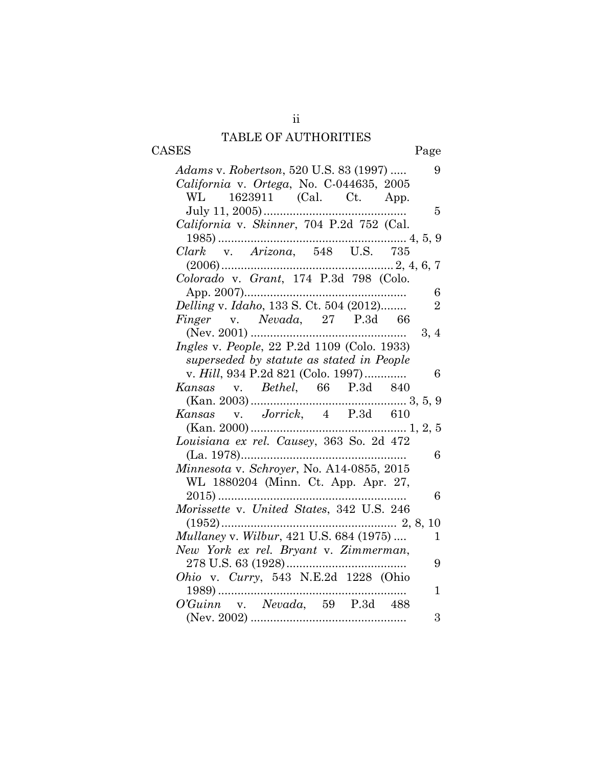# TABLE OF AUTHORITIES

CASES Page

*Adams* v. *Robertson*, 520 U.S. 83 (1997) ..... 9

*California* v. *Ortega*, No. C-044635, 2005 WL 1623911 (Cal. Ct. App. July 11, 2005) ..... 5

*California* v. *Skinner*, 704 P.2d 752 (Cal. 1985) ..... 4, 5, 9

*Clark* v. *Arizona*, 548 U.S. 735 (2006) ..... 2, 4, 6, 7

*Colorado* v. *Grant*, 174 P.3d 798 (Colo. App. 2007) ..... 6

*Delling* v. *Idaho*, 133 S. Ct. 504 (2012) ..... 2

*Finger* v. *Nevada*, 27 P.3d 66 (Nev. 2001) ..... 3, 4

*Ingles* v. *People*, 22 P.2d 1109 (Colo. 1933) *superseded by statute as stated in People* v. *Hill*, 934 P.2d 821 (Colo. 1997) ..... 6

*Kansas* v. *Bethel*, 66 P.3d 840 (Kan. 2003) ..... 3, 5, 9

*Kansas* v. *Jorrick*, 4 P.3d 610 (Kan. 2000) ..... 1, 2, 5

*Louisiana ex rel. Causey*, 363 So. 2d 472 (La. 1978) ..... 6

*Minnesota* v. *Schroyer*, No. A14-0855, 2015 WL 1880204 (Minn. Ct. App. Apr. 27, 2015) ..... 6

*Morissette* v. *United States*, 342 U.S. 246 (1952) ..... 2, 8, 10

*Mullaney* v. *Wilbur*, 421 U.S. 684 (1975) ..... 1

*New York ex rel. Bryant* v. *Zimmerman*, 278 U.S. 63 (1928) ..... 9

*Ohio* v. *Curry*, 543 N.E.2d 1228 (Ohio 1989) ..... 1

*O'Guinn* v. *Nevada*, 59 P.3d 488 (Nev. 2002) ..... 3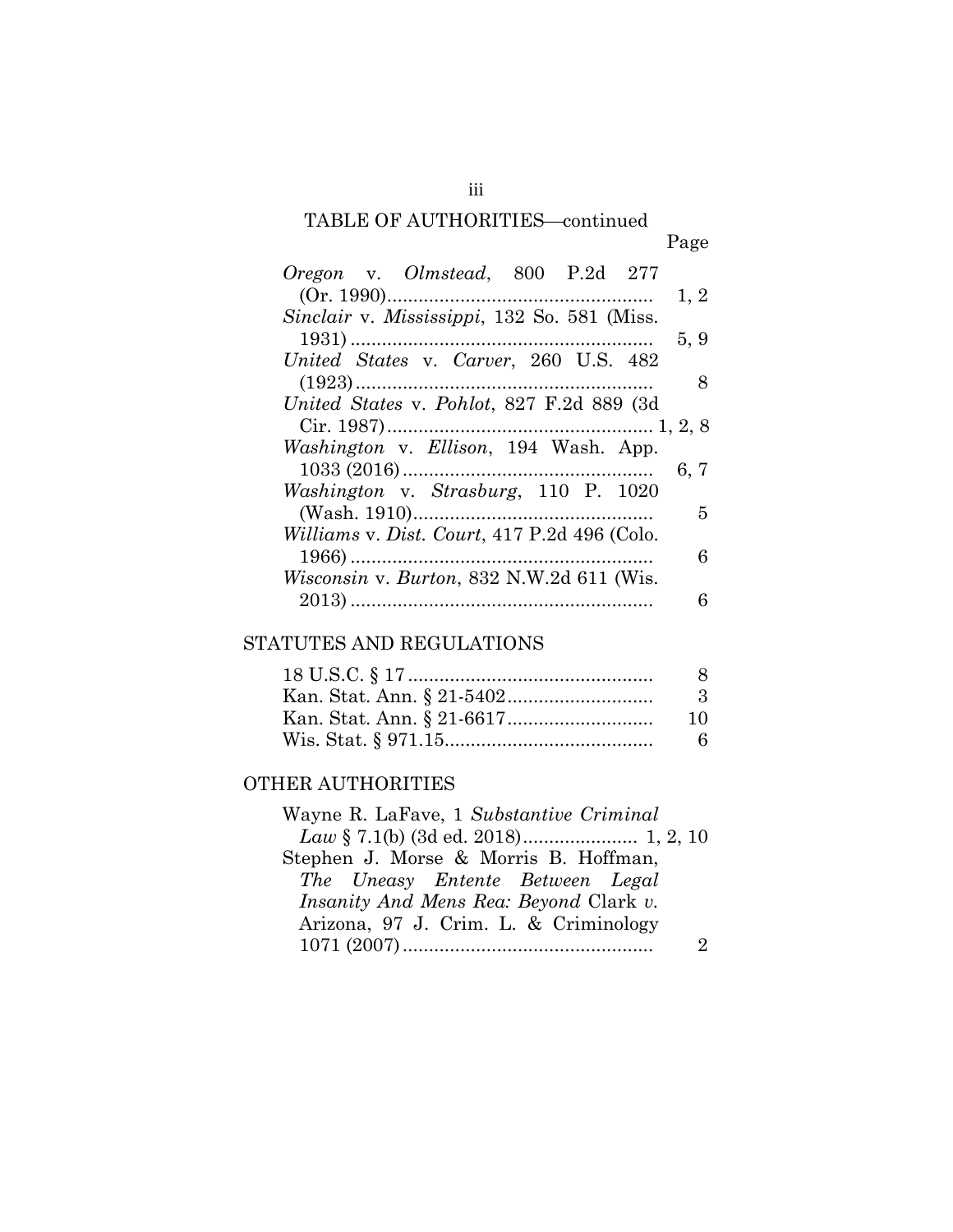TABLE OF AUTHORITIES—continued

Page

*Oregon* v. *Olmstead*, 800 P.2d 277 (Or. 1990) .................................................. 1, 2

*Sinclair* v. *Mississippi*, 132 So. 581 (Miss. 1931) .......................................................... 5, 9

*United States* v. *Carver*, 260 U.S. 482 (1923) ......................................................... 8

*United States* v. *Pohlot*, 827 F.2d 889 (3d Cir. 1987) .................................................. 1, 2, 8

*Washington* v. *Ellison*, 194 Wash. App. 1033 (2016) ............................................... 6, 7

*Washington* v. *Strasburg*, 110 P. 1020 (Wash. 1910) .............................................. 5

*Williams* v. *Dist. Court*, 417 P.2d 496 (Colo. 1966) .......................................................... 6

*Wisconsin* v. *Burton*, 832 N.W.2d 611 (Wis. 2013) .......................................................... 6

STATUTES AND REGULATIONS

18 U.S.C. § 17 .............................................. 8

Kan. Stat. Ann. § 21-5402 ............................ 3

Kan. Stat. Ann. § 21-6617 ............................ 10

Wis. Stat. § 971.15 ....................................... 6

OTHER AUTHORITIES

Wayne R. LaFave, 1 *Substantive Criminal Law* § 7.1(b) (3d ed. 2018) ...................... 1, 2, 10

Stephen J. Morse & Morris B. Hoffman, *The Uneasy Entente Between Legal Insanity And Mens Rea: Beyond* Clark *v.* Arizona, 97 J. Crim. L. & Criminology 1071 (2007) ............................................... 2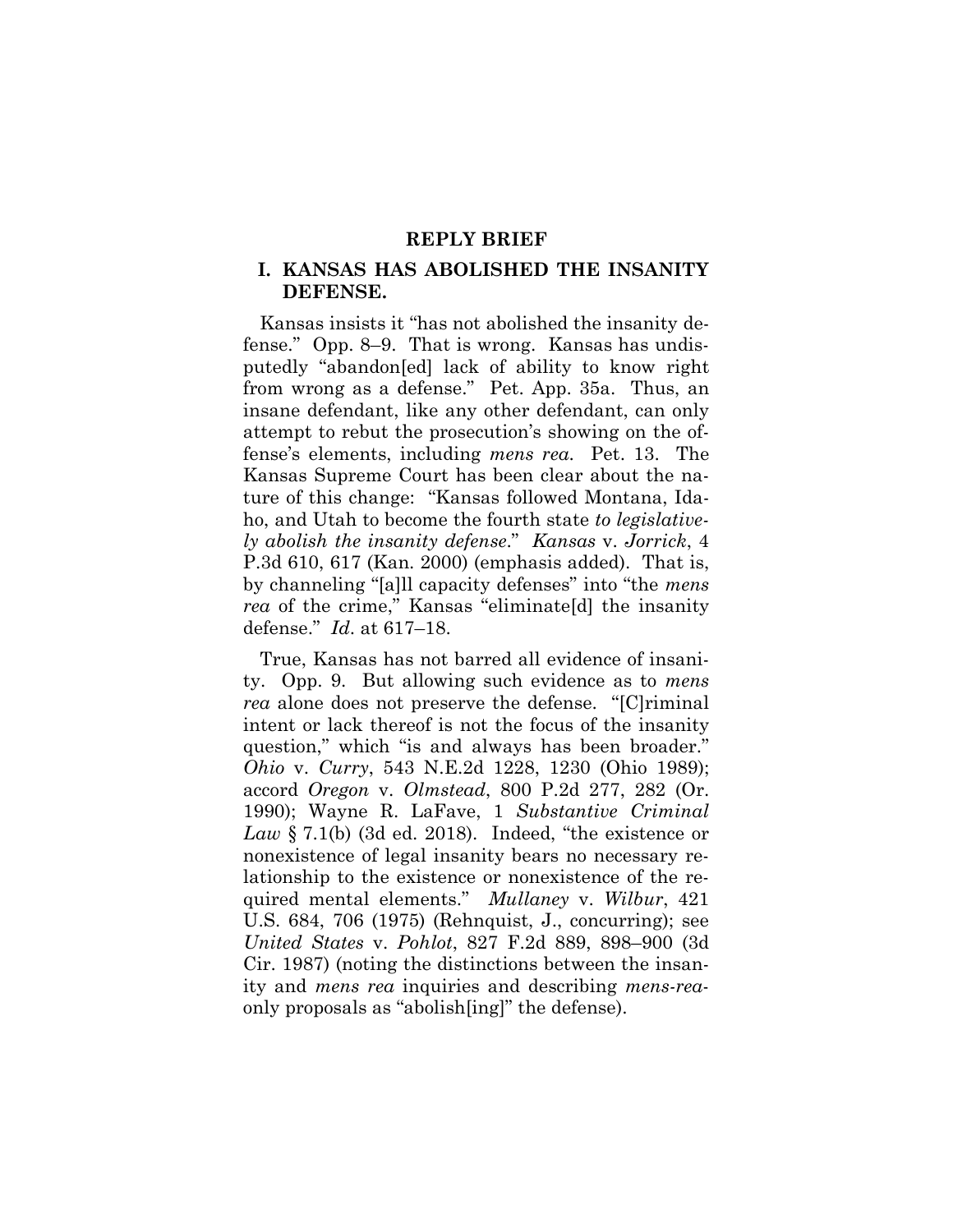## REPLY BRIEF

### I. KANSAS HAS ABOLISHED THE INSANITY DEFENSE.

Kansas insists it "has not abolished the insanity defense." Opp. 8–9. That is wrong. Kansas has undisputedly "abandon[ed] lack of ability to know right from wrong as a defense." Pet. App. 35a. Thus, an insane defendant, like any other defendant, can only attempt to rebut the prosecution's showing on the offense's elements, including *mens rea*. Pet. 13. The Kansas Supreme Court has been clear about the nature of this change: "Kansas followed Montana, Idaho, and Utah to become the fourth state *to legislatively abolish the insanity defense*." *Kansas* v. *Jorrick*, 4 P.3d 610, 617 (Kan. 2000) (emphasis added). That is, by channeling "[a]ll capacity defenses" into "the *mens rea* of the crime," Kansas "eliminate[d] the insanity defense." *Id*. at 617–18.

True, Kansas has not barred all evidence of insanity. Opp. 9. But allowing such evidence as to *mens rea* alone does not preserve the defense. "[C]riminal intent or lack thereof is not the focus of the insanity question," which "is and always has been broader." *Ohio* v. *Curry*, 543 N.E.2d 1228, 1230 (Ohio 1989); accord *Oregon* v. *Olmstead*, 800 P.2d 277, 282 (Or. 1990); Wayne R. LaFave, 1 *Substantive Criminal Law* § 7.1(b) (3d ed. 2018). Indeed, "the existence or nonexistence of legal insanity bears no necessary relationship to the existence or nonexistence of the required mental elements." *Mullaney* v. *Wilbur*, 421 U.S. 684, 706 (1975) (Rehnquist, J., concurring); see *United States* v. *Pohlot*, 827 F.2d 889, 898–900 (3d Cir. 1987) (noting the distinctions between the insanity and *mens rea* inquiries and describing *mens-rea*-only proposals as "abolish[ing]" the defense).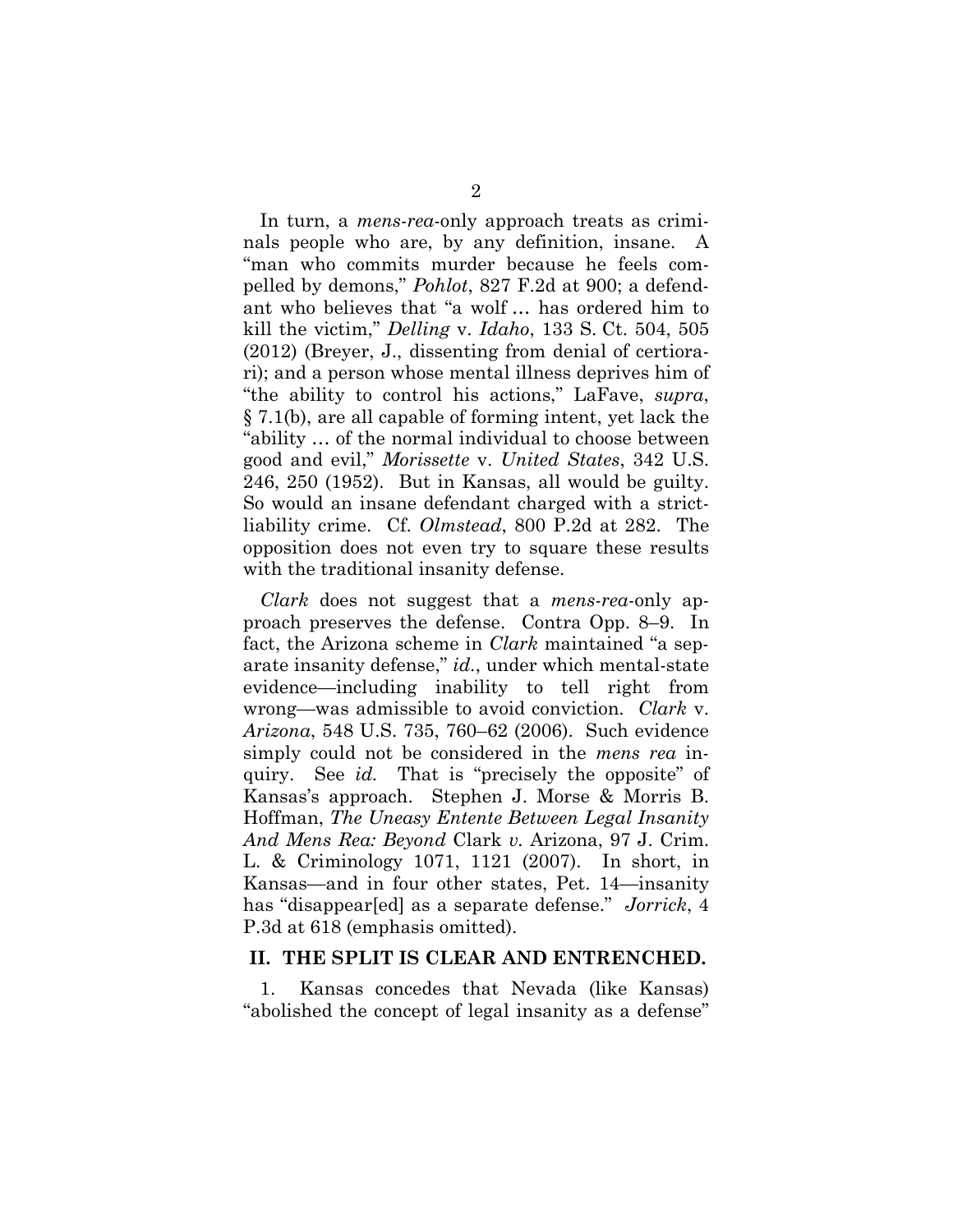In turn, a *mens-rea*-only approach treats as criminals people who are, by any definition, insane. A "man who commits murder because he feels compelled by demons," *Pohlot*, 827 F.2d at 900; a defendant who believes that "a wolf … has ordered him to kill the victim," *Delling* v. *Idaho*, 133 S. Ct. 504, 505 (2012) (Breyer, J., dissenting from denial of certiorari); and a person whose mental illness deprives him of "the ability to control his actions," LaFave, *supra*, § 7.1(b), are all capable of forming intent, yet lack the "ability … of the normal individual to choose between good and evil," *Morissette* v. *United States*, 342 U.S. 246, 250 (1952). But in Kansas, all would be guilty. So would an insane defendant charged with a strict-liability crime. Cf. *Olmstead*, 800 P.2d at 282. The opposition does not even try to square these results with the traditional insanity defense.

*Clark* does not suggest that a *mens-rea*-only approach preserves the defense. Contra Opp. 8–9. In fact, the Arizona scheme in *Clark* maintained "a separate insanity defense," *id.*, under which mental-state evidence—including inability to tell right from wrong—was admissible to avoid conviction. *Clark* v. *Arizona*, 548 U.S. 735, 760–62 (2006). Such evidence simply could not be considered in the *mens rea* inquiry. See *id.* That is "precisely the opposite" of Kansas's approach. Stephen J. Morse & Morris B. Hoffman, *The Uneasy Entente Between Legal Insanity And Mens Rea: Beyond* Clark *v.* Arizona, 97 J. Crim. L. & Criminology 1071, 1121 (2007). In short, in Kansas—and in four other states, Pet. 14—insanity has "disappear[ed] as a separate defense." *Jorrick*, 4 P.3d at 618 (emphasis omitted).

## II. THE SPLIT IS CLEAR AND ENTRENCHED.

1. Kansas concedes that Nevada (like Kansas) "abolished the concept of legal insanity as a defense"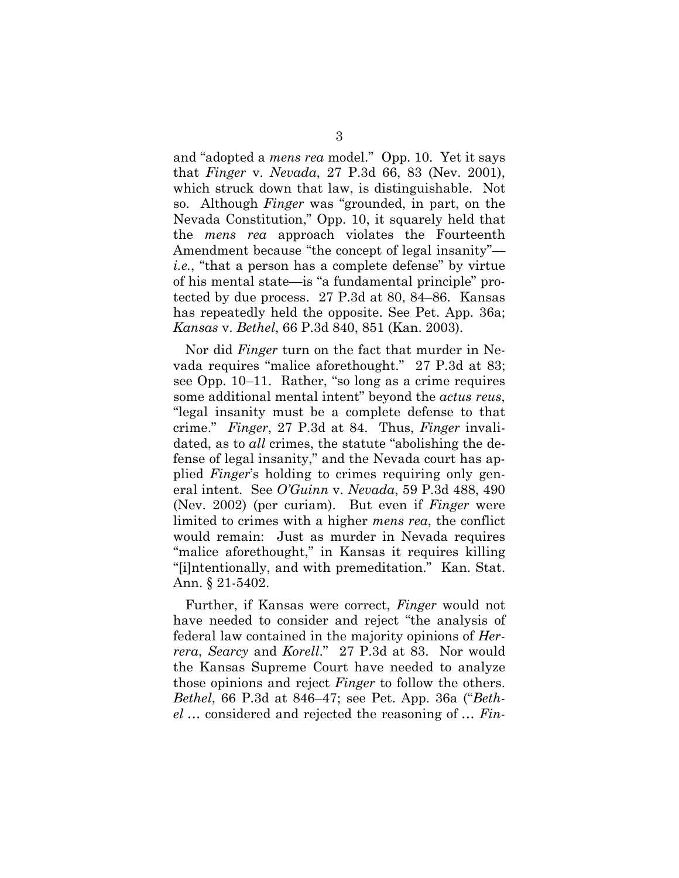and "adopted a *mens rea* model." Opp. 10. Yet it says that *Finger* v. *Nevada*, 27 P.3d 66, 83 (Nev. 2001), which struck down that law, is distinguishable. Not so. Although *Finger* was "grounded, in part, on the Nevada Constitution," Opp. 10, it squarely held that the *mens rea* approach violates the Fourteenth Amendment because "the concept of legal insanity"—*i.e.*, "that a person has a complete defense" by virtue of his mental state—is "a fundamental principle" protected by due process. 27 P.3d at 80, 84–86. Kansas has repeatedly held the opposite. See Pet. App. 36a; *Kansas* v. *Bethel*, 66 P.3d 840, 851 (Kan. 2003).

Nor did *Finger* turn on the fact that murder in Nevada requires "malice aforethought." 27 P.3d at 83; see Opp. 10–11. Rather, "so long as a crime requires some additional mental intent" beyond the *actus reus*, "legal insanity must be a complete defense to that crime." *Finger*, 27 P.3d at 84. Thus, *Finger* invalidated, as to *all* crimes, the statute "abolishing the defense of legal insanity," and the Nevada court has applied *Finger*'s holding to crimes requiring only general intent. See *O'Guinn* v. *Nevada*, 59 P.3d 488, 490 (Nev. 2002) (per curiam). But even if *Finger* were limited to crimes with a higher *mens rea*, the conflict would remain: Just as murder in Nevada requires "malice aforethought," in Kansas it requires killing "[i]ntentionally, and with premeditation." Kan. Stat. Ann. § 21-5402.

Further, if Kansas were correct, *Finger* would not have needed to consider and reject "the analysis of federal law contained in the majority opinions of *Herrera*, *Searcy* and *Korell*." 27 P.3d at 83. Nor would the Kansas Supreme Court have needed to analyze those opinions and reject *Finger* to follow the others. *Bethel*, 66 P.3d at 846–47; see Pet. App. 36a ("*Bethel* … considered and rejected the reasoning of … *Fin-*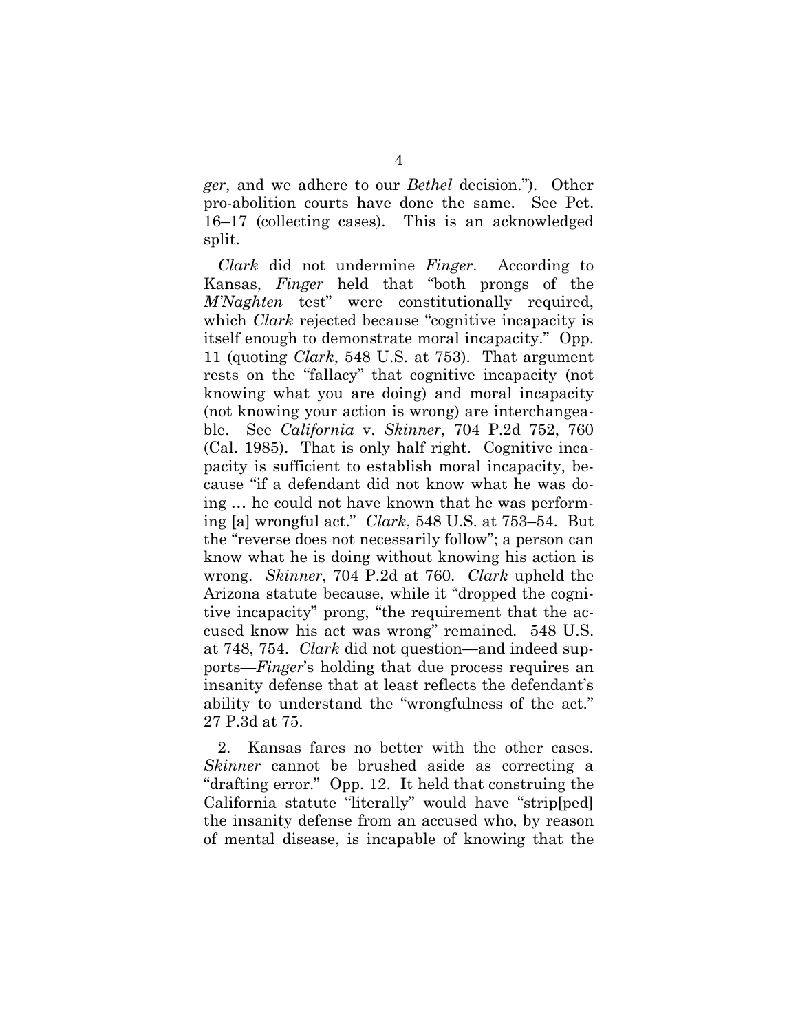*ger*, and we adhere to our *Bethel* decision."). Other pro-abolition courts have done the same. See Pet. 16–17 (collecting cases). This is an acknowledged split.

*Clark* did not undermine *Finger*. According to Kansas, *Finger* held that "both prongs of the *M'Naghten* test" were constitutionally required, which *Clark* rejected because "cognitive incapacity is itself enough to demonstrate moral incapacity." Opp. 11 (quoting *Clark*, 548 U.S. at 753). That argument rests on the "fallacy" that cognitive incapacity (not knowing what you are doing) and moral incapacity (not knowing your action is wrong) are interchangeable. See *California* v. *Skinner*, 704 P.2d 752, 760 (Cal. 1985). That is only half right. Cognitive incapacity is sufficient to establish moral incapacity, because "if a defendant did not know what he was doing … he could not have known that he was performing [a] wrongful act." *Clark*, 548 U.S. at 753–54. But the "reverse does not necessarily follow"; a person can know what he is doing without knowing his action is wrong. *Skinner*, 704 P.2d at 760. *Clark* upheld the Arizona statute because, while it "dropped the cognitive incapacity" prong, "the requirement that the accused know his act was wrong" remained. 548 U.S. at 748, 754. *Clark* did not question—and indeed supports—*Finger*'s holding that due process requires an insanity defense that at least reflects the defendant's ability to understand the "wrongfulness of the act." 27 P.3d at 75.

2. Kansas fares no better with the other cases. *Skinner* cannot be brushed aside as correcting a "drafting error." Opp. 12. It held that construing the California statute "literally" would have "strip[ped] the insanity defense from an accused who, by reason of mental disease, is incapable of knowing that the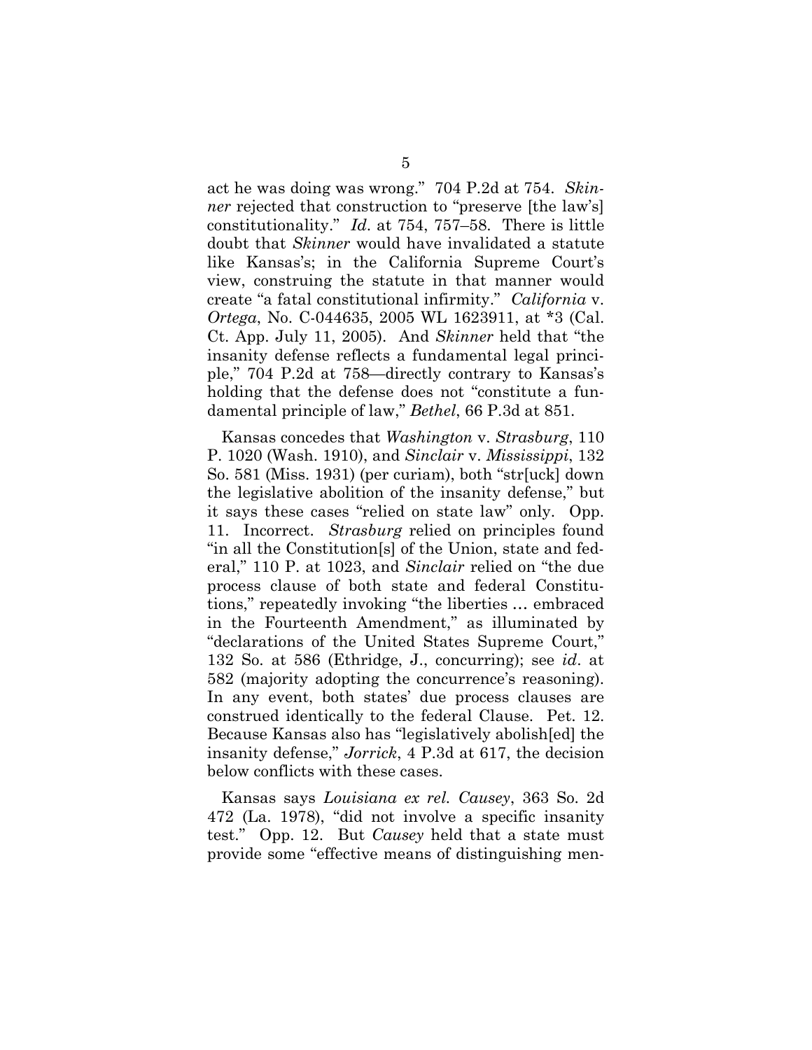act he was doing was wrong." 704 P.2d at 754. *Skinner* rejected that construction to "preserve [the law's] constitutionality." *Id*. at 754, 757–58. There is little doubt that *Skinner* would have invalidated a statute like Kansas's; in the California Supreme Court's view, construing the statute in that manner would create "a fatal constitutional infirmity." *California* v. *Ortega*, No. C-044635, 2005 WL 1623911, at *3 (Cal. Ct. App. July 11, 2005). And *Skinner* held that "the insanity defense reflects a fundamental legal principle," 704 P.2d at 758—directly contrary to Kansas's holding that the defense does not "constitute a fundamental principle of law," *Bethel*, 66 P.3d at 851.

Kansas concedes that *Washington* v. *Strasburg*, 110 P. 1020 (Wash. 1910), and *Sinclair* v. *Mississippi*, 132 So. 581 (Miss. 1931) (per curiam), both "str[uck] down the legislative abolition of the insanity defense," but it says these cases "relied on state law" only. Opp. 11. Incorrect. *Strasburg* relied on principles found "in all the Constitution[s] of the Union, state and federal," 110 P. at 1023, and *Sinclair* relied on "the due process clause of both state and federal Constitutions," repeatedly invoking "the liberties … embraced in the Fourteenth Amendment," as illuminated by "declarations of the United States Supreme Court," 132 So. at 586 (Ethridge, J., concurring); see *id*. at 582 (majority adopting the concurrence's reasoning). In any event, both states' due process clauses are construed identically to the federal Clause. Pet. 12. Because Kansas also has "legislatively abolish[ed] the insanity defense," *Jorrick*, 4 P.3d at 617, the decision below conflicts with these cases.

Kansas says *Louisiana ex rel. Causey*, 363 So. 2d 472 (La. 1978), "did not involve a specific insanity test." Opp. 12. But *Causey* held that a state must provide some "effective means of distinguishing men-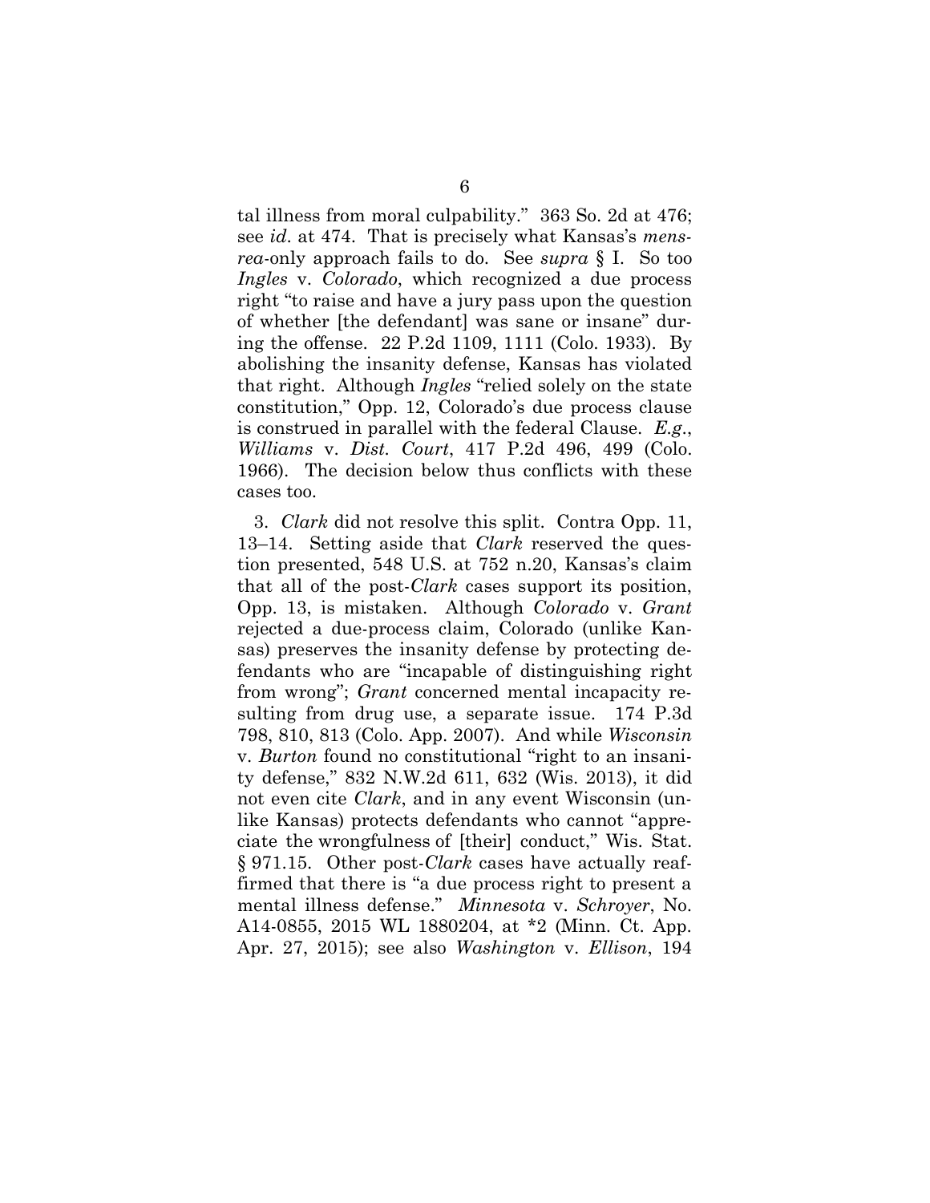tal illness from moral culpability." 363 So. 2d at 476; see *id*. at 474. That is precisely what Kansas's *mens-rea*-only approach fails to do. See *supra* § I. So too *Ingles* v. *Colorado*, which recognized a due process right "to raise and have a jury pass upon the question of whether [the defendant] was sane or insane" during the offense. 22 P.2d 1109, 1111 (Colo. 1933). By abolishing the insanity defense, Kansas has violated that right. Although *Ingles* "relied solely on the state constitution," Opp. 12, Colorado's due process clause is construed in parallel with the federal Clause. *E.g.*, *Williams* v. *Dist. Court*, 417 P.2d 496, 499 (Colo. 1966). The decision below thus conflicts with these cases too.

3. *Clark* did not resolve this split. Contra Opp. 11, 13–14. Setting aside that *Clark* reserved the question presented, 548 U.S. at 752 n.20, Kansas's claim that all of the post-*Clark* cases support its position, Opp. 13, is mistaken. Although *Colorado* v. *Grant* rejected a due-process claim, Colorado (unlike Kansas) preserves the insanity defense by protecting defendants who are "incapable of distinguishing right from wrong"; *Grant* concerned mental incapacity resulting from drug use, a separate issue. 174 P.3d 798, 810, 813 (Colo. App. 2007). And while *Wisconsin* v. *Burton* found no constitutional "right to an insanity defense," 832 N.W.2d 611, 632 (Wis. 2013), it did not even cite *Clark*, and in any event Wisconsin (unlike Kansas) protects defendants who cannot "appreciate the wrongfulness of [their] conduct," Wis. Stat. § 971.15. Other post-*Clark* cases have actually reaffirmed that there is "a due process right to present a mental illness defense." *Minnesota* v. *Schroyer*, No. A14-0855, 2015 WL 1880204, at *2 (Minn. Ct. App. Apr. 27, 2015); see also *Washington* v. *Ellison*, 194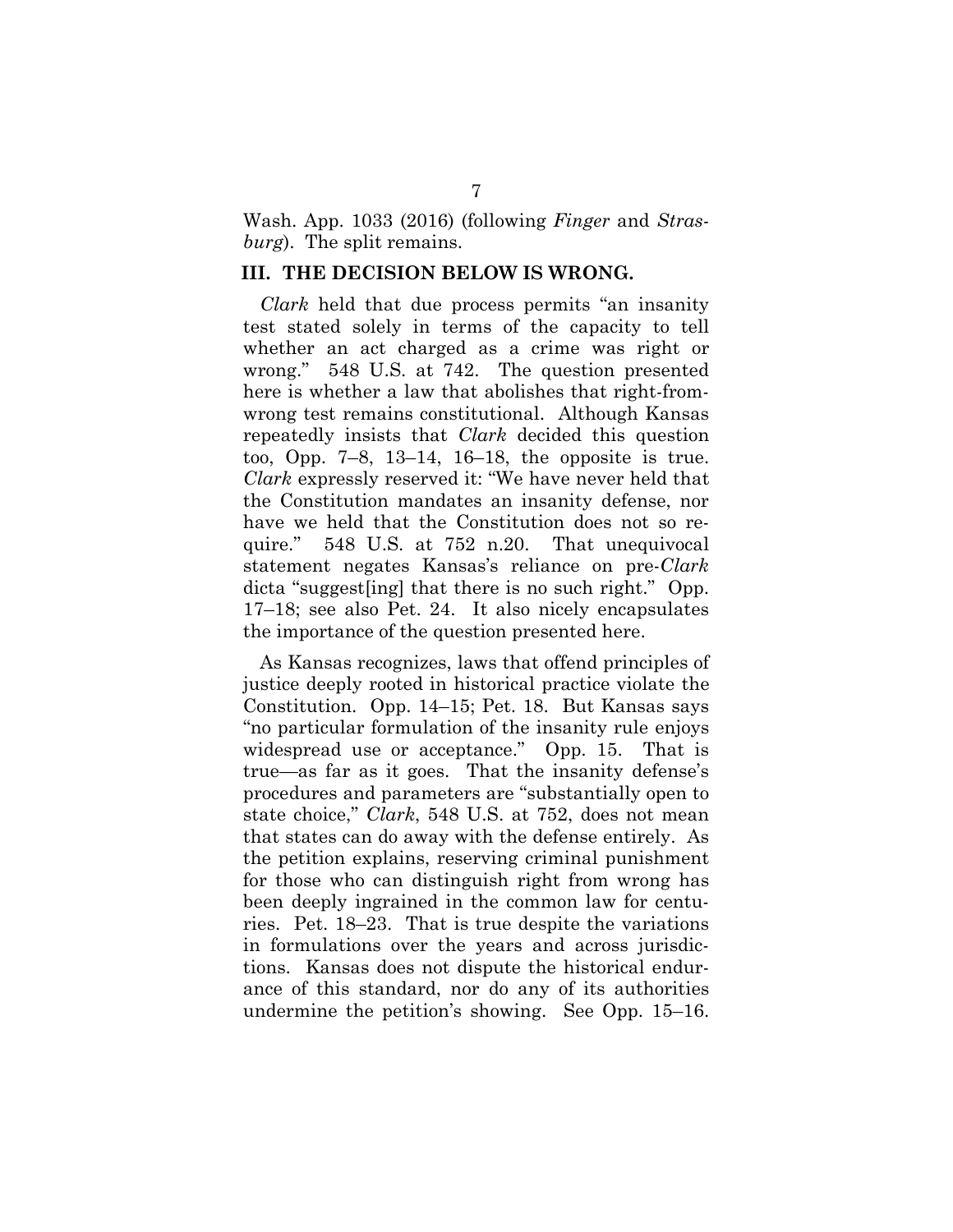Wash. App. 1033 (2016) (following *Finger* and *Strasburg*). The split remains.

## III. THE DECISION BELOW IS WRONG.

*Clark* held that due process permits "an insanity test stated solely in terms of the capacity to tell whether an act charged as a crime was right or wrong." 548 U.S. at 742. The question presented here is whether a law that abolishes that right-from-wrong test remains constitutional. Although Kansas repeatedly insists that *Clark* decided this question too, Opp. 7–8, 13–14, 16–18, the opposite is true. *Clark* expressly reserved it: "We have never held that the Constitution mandates an insanity defense, nor have we held that the Constitution does not so require." 548 U.S. at 752 n.20. That unequivocal statement negates Kansas's reliance on pre-*Clark* dicta "suggest[ing] that there is no such right." Opp. 17–18; see also Pet. 24. It also nicely encapsulates the importance of the question presented here.

As Kansas recognizes, laws that offend principles of justice deeply rooted in historical practice violate the Constitution. Opp. 14–15; Pet. 18. But Kansas says "no particular formulation of the insanity rule enjoys widespread use or acceptance." Opp. 15. That is true—as far as it goes. That the insanity defense's procedures and parameters are "substantially open to state choice," *Clark*, 548 U.S. at 752, does not mean that states can do away with the defense entirely. As the petition explains, reserving criminal punishment for those who can distinguish right from wrong has been deeply ingrained in the common law for centuries. Pet. 18–23. That is true despite the variations in formulations over the years and across jurisdictions. Kansas does not dispute the historical endurance of this standard, nor do any of its authorities undermine the petition's showing. See Opp. 15–16.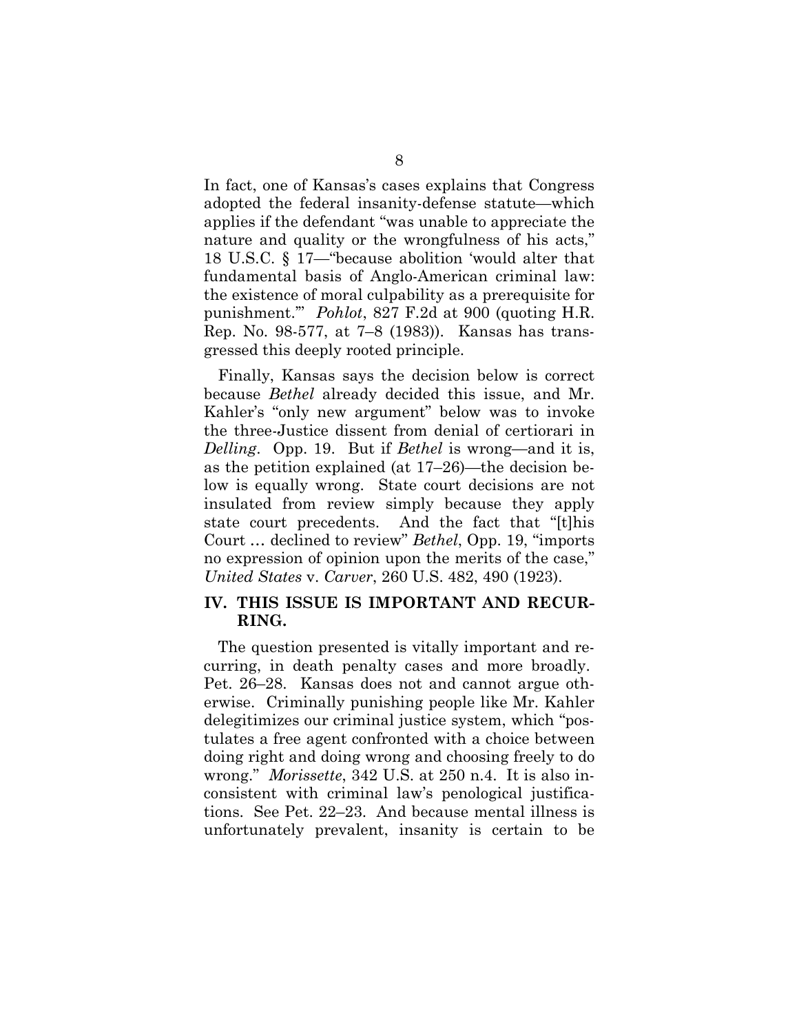In fact, one of Kansas's cases explains that Congress adopted the federal insanity-defense statute—which applies if the defendant "was unable to appreciate the nature and quality or the wrongfulness of his acts," 18 U.S.C. § 17—"because abolition 'would alter that fundamental basis of Anglo-American criminal law: the existence of moral culpability as a prerequisite for punishment.'" *Pohlot*, 827 F.2d at 900 (quoting H.R. Rep. No. 98-577, at 7–8 (1983)). Kansas has transgressed this deeply rooted principle.

Finally, Kansas says the decision below is correct because *Bethel* already decided this issue, and Mr. Kahler's "only new argument" below was to invoke the three-Justice dissent from denial of certiorari in *Delling*. Opp. 19. But if *Bethel* is wrong—and it is, as the petition explained (at 17–26)—the decision below is equally wrong. State court decisions are not insulated from review simply because they apply state court precedents. And the fact that "[t]his Court … declined to review" *Bethel*, Opp. 19, "imports no expression of opinion upon the merits of the case," *United States* v. *Carver*, 260 U.S. 482, 490 (1923).

## IV. THIS ISSUE IS IMPORTANT AND RECURRING.

The question presented is vitally important and recurring, in death penalty cases and more broadly. Pet. 26–28. Kansas does not and cannot argue otherwise. Criminally punishing people like Mr. Kahler delegitimizes our criminal justice system, which "postulates a free agent confronted with a choice between doing right and doing wrong and choosing freely to do wrong." *Morissette*, 342 U.S. at 250 n.4. It is also inconsistent with criminal law's penological justifications. See Pet. 22–23. And because mental illness is unfortunately prevalent, insanity is certain to be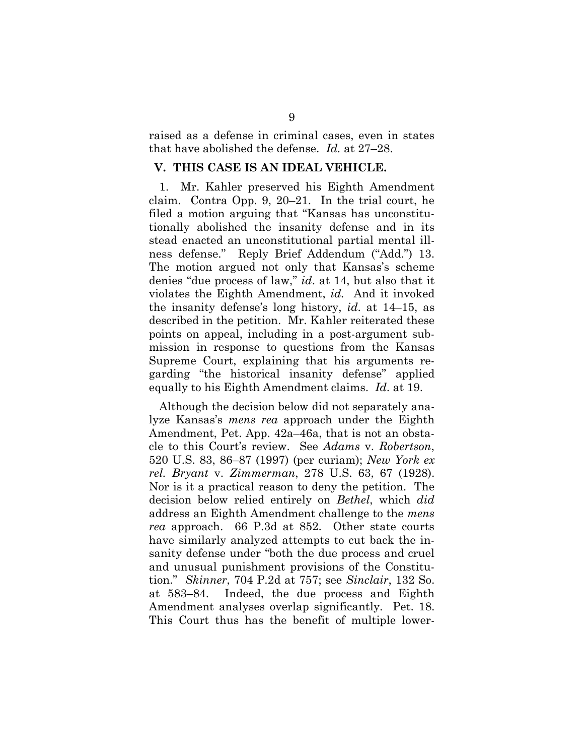raised as a defense in criminal cases, even in states that have abolished the defense. *Id.* at 27–28.

## V. THIS CASE IS AN IDEAL VEHICLE.

1. Mr. Kahler preserved his Eighth Amendment claim. Contra Opp. 9, 20–21. In the trial court, he filed a motion arguing that "Kansas has unconstitutionally abolished the insanity defense and in its stead enacted an unconstitutional partial mental illness defense." Reply Brief Addendum ("Add.") 13. The motion argued not only that Kansas's scheme denies "due process of law," *id*. at 14, but also that it violates the Eighth Amendment, *id.* And it invoked the insanity defense's long history, *id*. at 14–15, as described in the petition. Mr. Kahler reiterated these points on appeal, including in a post-argument submission in response to questions from the Kansas Supreme Court, explaining that his arguments regarding "the historical insanity defense" applied equally to his Eighth Amendment claims. *Id*. at 19.

Although the decision below did not separately analyze Kansas's *mens rea* approach under the Eighth Amendment, Pet. App. 42a–46a, that is not an obstacle to this Court's review. See *Adams* v. *Robertson*, 520 U.S. 83, 86–87 (1997) (per curiam); *New York ex rel. Bryant* v. *Zimmerman*, 278 U.S. 63, 67 (1928). Nor is it a practical reason to deny the petition. The decision below relied entirely on *Bethel*, which *did* address an Eighth Amendment challenge to the *mens rea* approach. 66 P.3d at 852. Other state courts have similarly analyzed attempts to cut back the insanity defense under "both the due process and cruel and unusual punishment provisions of the Constitution." *Skinner*, 704 P.2d at 757; see *Sinclair*, 132 So. at 583–84. Indeed, the due process and Eighth Amendment analyses overlap significantly. Pet. 18. This Court thus has the benefit of multiple lower-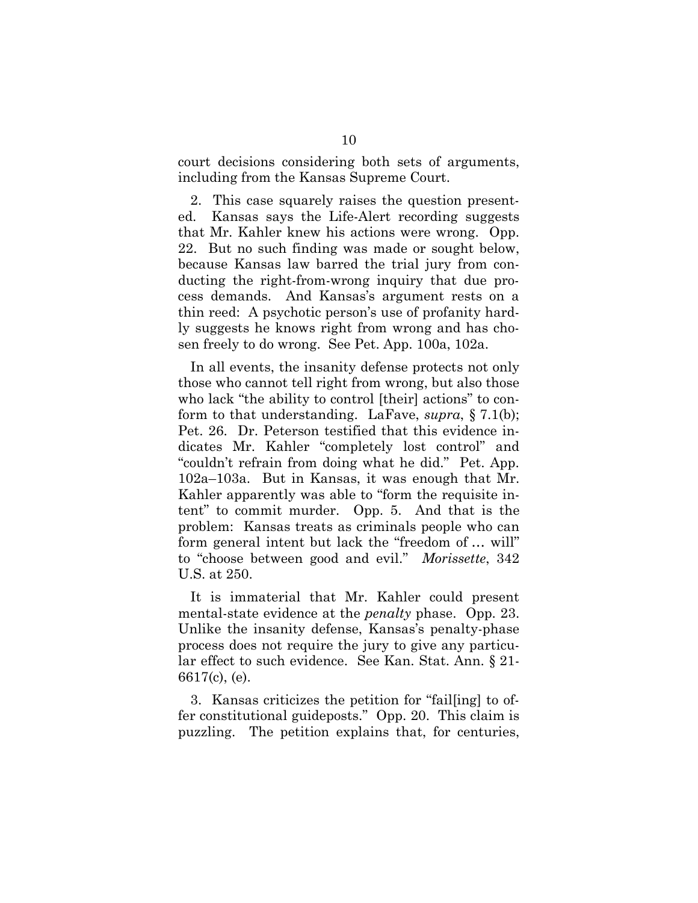court decisions considering both sets of arguments, including from the Kansas Supreme Court.

2. This case squarely raises the question presented. Kansas says the Life-Alert recording suggests that Mr. Kahler knew his actions were wrong. Opp. 22. But no such finding was made or sought below, because Kansas law barred the trial jury from conducting the right-from-wrong inquiry that due process demands. And Kansas's argument rests on a thin reed: A psychotic person's use of profanity hardly suggests he knows right from wrong and has chosen freely to do wrong. See Pet. App. 100a, 102a.

In all events, the insanity defense protects not only those who cannot tell right from wrong, but also those who lack "the ability to control [their] actions" to conform to that understanding. LaFave, *supra*, § 7.1(b); Pet. 26. Dr. Peterson testified that this evidence indicates Mr. Kahler "completely lost control" and "couldn't refrain from doing what he did." Pet. App. 102a–103a. But in Kansas, it was enough that Mr. Kahler apparently was able to "form the requisite intent" to commit murder. Opp. 5. And that is the problem: Kansas treats as criminals people who can form general intent but lack the "freedom of … will" to "choose between good and evil." *Morissette*, 342 U.S. at 250.

It is immaterial that Mr. Kahler could present mental-state evidence at the *penalty* phase. Opp. 23. Unlike the insanity defense, Kansas's penalty-phase process does not require the jury to give any particular effect to such evidence. See Kan. Stat. Ann. § 21-6617(c), (e).

3. Kansas criticizes the petition for "fail[ing] to offer constitutional guideposts." Opp. 20. This claim is puzzling. The petition explains that, for centuries,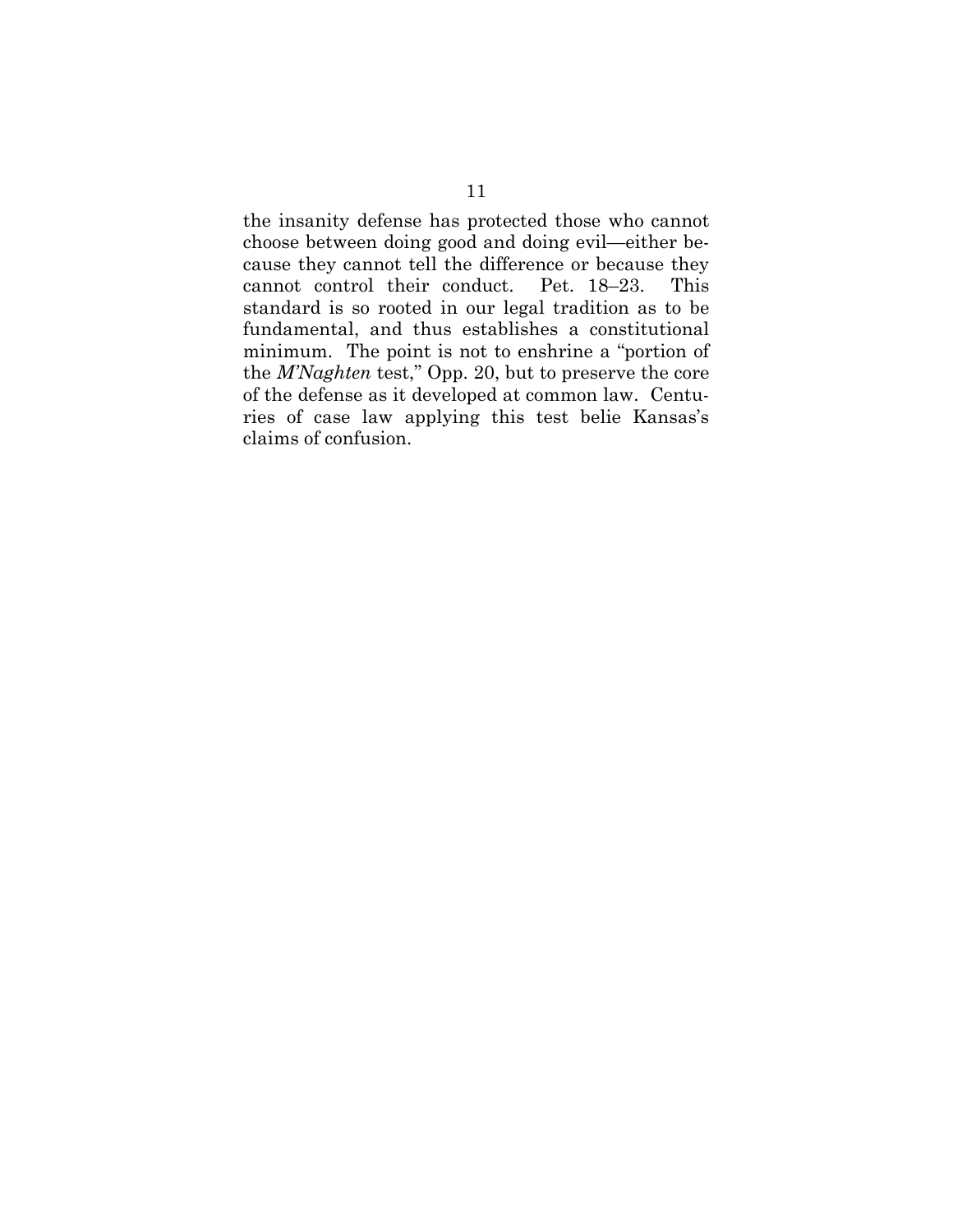the insanity defense has protected those who cannot choose between doing good and doing evil—either because they cannot tell the difference or because they cannot control their conduct. Pet. 18–23. This standard is so rooted in our legal tradition as to be fundamental, and thus establishes a constitutional minimum. The point is not to enshrine a "portion of the *M'Naghten* test," Opp. 20, but to preserve the core of the defense as it developed at common law. Centuries of case law applying this test belie Kansas's claims of confusion.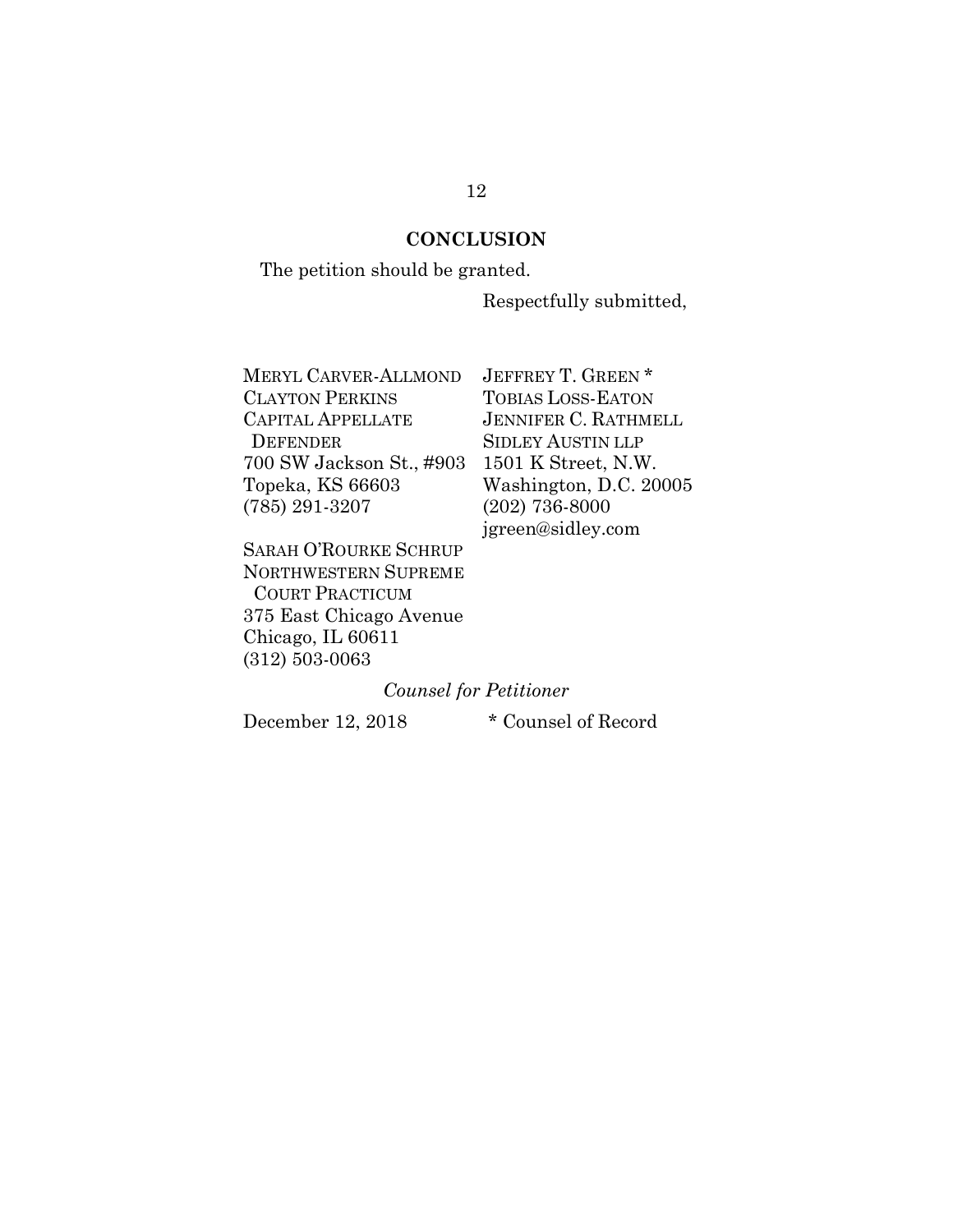## CONCLUSION

The petition should be granted.

Respectfully submitted,

MERYL CARVER-ALLMOND
CLAYTON PERKINS
CAPITAL APPELLATE DEFENDER
700 SW Jackson St., #903
Topeka, KS 66603
(785) 291-3207

SARAH O'ROURKE SCHRUP
NORTHWESTERN SUPREME COURT PRACTICUM
375 East Chicago Avenue
Chicago, IL 60611
(312) 503-0063

JEFFREY T. GREEN *
TOBIAS LOSS-EATON
JENNIFER C. RATHMELL
SIDLEY AUSTIN LLP
1501 K Street, N.W.
Washington, D.C. 20005
(202) 736-8000
jgreen@sidley.com

*Counsel for Petitioner*

December 12, 2018

* Counsel of Record